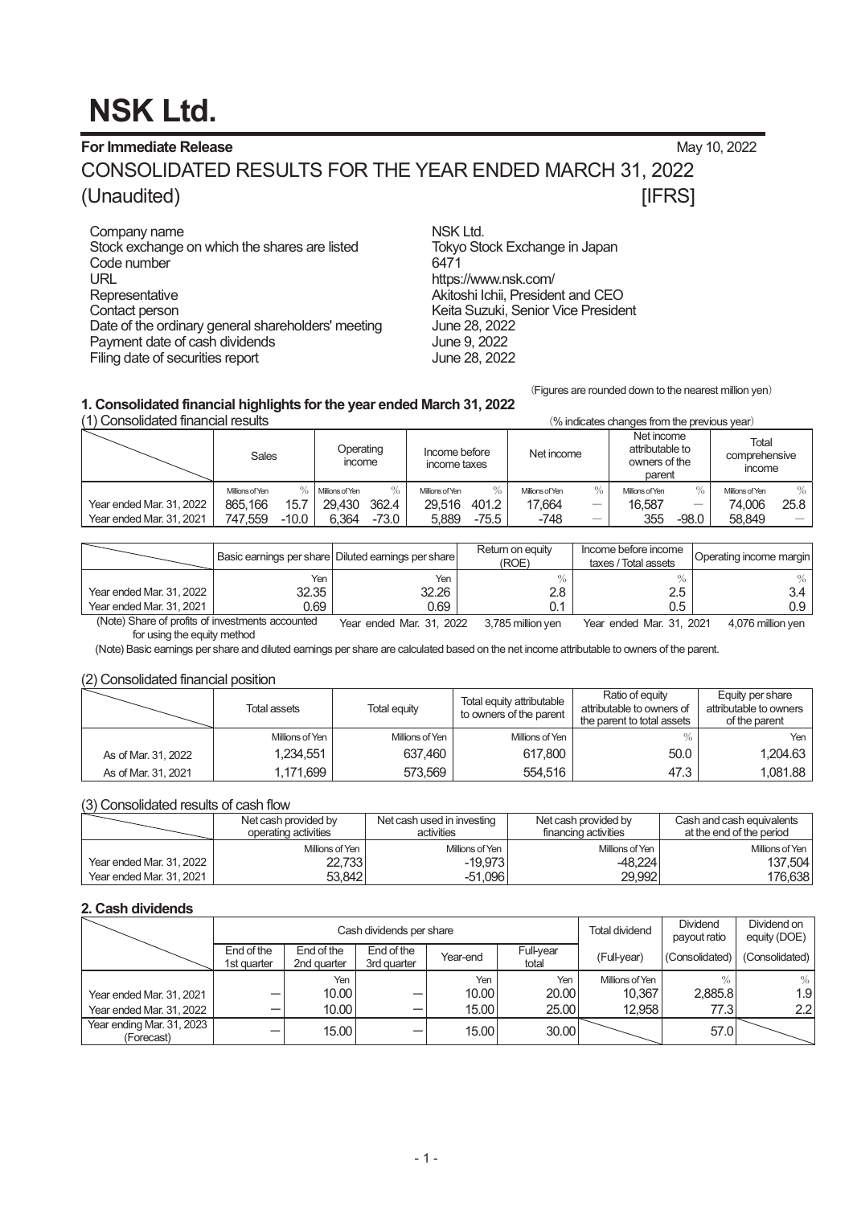# NSK Ltd.

**For Immediate Release** May 10, 2022

## CONSOLIDATED RESULTS FOR THE YEAR ENDED MARCH 31, 2022 (Unaudited) [IFRS]

| | |
|---|---|
| Company name | NSK Ltd. |
| Stock exchange on which the shares are listed | Tokyo Stock Exchange in Japan |
| Code number | 6471 |
| URL | https://www.nsk.com/ |
| Representative | Akitoshi Ichii, President and CEO |
| Contact person | Keita Suzuki, Senior Vice President |
| Date of the ordinary general shareholders' meeting | June 28, 2022 |
| Payment date of cash dividends | June 9, 2022 |
| Filing date of securities report | June 28, 2022 |

(Figures are rounded down to the nearest million yen)

### 1. Consolidated financial highlights for the year ended March 31, 2022

#### (1) Consolidated financial results

(% indicates changes from the previous year)

| | Sales | | Operating income | | Income before income taxes | | Net income | | Net income attributable to owners of the parent | | Total comprehensive income | |
|---|---|---|---|---|---|---|---|---|---|---|---|---|
| | Millions of Yen | % | Millions of Yen | % | Millions of Yen | % | Millions of Yen | % | Millions of Yen | % | Millions of Yen | % |
| Year ended Mar. 31, 2022 | 865,166 | 15.7 | 29,430 | 362.4 | 29,516 | 401.2 | 17,664 | ― | 16,587 | ― | 74,006 | 25.8 |
| Year ended Mar. 31, 2021 | 747,559 | -10.0 | 6,364 | -73.0 | 5,889 | -75.5 | -748 | ― | 355 | -98.0 | 58,849 | ― |

| | Basic earnings per share | Diluted earnings per share | Return on equity (ROE) | Income before income taxes / Total assets | Operating income margin |
|---|---|---|---|---|---|
| | Yen | Yen | % | % | % |
| Year ended Mar. 31, 2022 | 32.35 | 32.26 | 2.8 | 2.5 | 3.4 |
| Year ended Mar. 31, 2021 | 0.69 | 0.69 | 0.1 | 0.5 | 0.9 |

(Note) Share of profits of investments accounted for using the equity method Year ended Mar. 31, 2022 3,785 million yen Year ended Mar. 31, 2021 4,076 million yen

(Note) Basic earnings per share and diluted earnings per share are calculated based on the net income attributable to owners of the parent.

#### (2) Consolidated financial position

| | Total assets | Total equity | Total equity attributable to owners of the parent | Ratio of equity attributable to owners of the parent to total assets | Equity per share attributable to owners of the parent |
|---|---|---|---|---|---|
| | Millions of Yen | Millions of Yen | Millions of Yen | % | Yen |
| As of Mar. 31, 2022 | 1,234,551 | 637,460 | 617,800 | 50.0 | 1,204.63 |
| As of Mar. 31, 2021 | 1,171,699 | 573,569 | 554,516 | 47.3 | 1,081.88 |

#### (3) Consolidated results of cash flow

| | Net cash provided by operating activities | Net cash used in investing activities | Net cash provided by financing activities | Cash and cash equivalents at the end of the period |
|---|---|---|---|---|
| | Millions of Yen | Millions of Yen | Millions of Yen | Millions of Yen |
| Year ended Mar. 31, 2022 | 22,733 | -19,973 | -48,224 | 137,504 |
| Year ended Mar. 31, 2021 | 53,842 | -51,096 | 29,992 | 176,638 |

### 2. Cash dividends

| | Cash dividends per share | | | | | Total dividend | Dividend payout ratio | Dividend on equity (DOE) |
|---|---|---|---|---|---|---|---|---|
| | End of the 1st quarter | End of the 2nd quarter | End of the 3rd quarter | Year-end | Full-year total | (Full-year) | (Consolidated) | (Consolidated) |
| | | Yen | | Yen | Yen | Millions of Yen | % | % |
| Year ended Mar. 31, 2021 | ― | 10.00 | ― | 10.00 | 20.00 | 10,367 | 2,885.8 | 1.9 |
| Year ended Mar. 31, 2022 | ― | 10.00 | ― | 15.00 | 25.00 | 12,958 | 77.3 | 2.2 |
| Year ending Mar. 31, 2023 (Forecast) | ― | 15.00 | ― | 15.00 | 30.00 | | 57.0 | |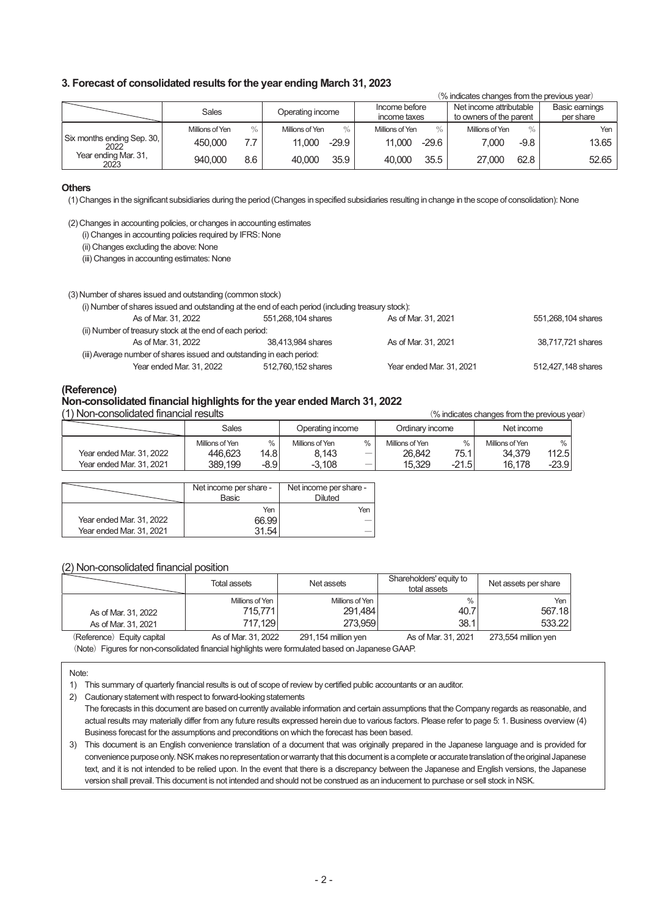### 3. Forecast of consolidated results for the year ending March 31, 2023

(% indicates changes from the previous year)

| | Sales | | Operating income | | Income before income taxes | | Net income attributable to owners of the parent | | Basic earnings per share |
|---|---|---|---|---|---|---|---|---|---|
| | Millions of Yen | % | Millions of Yen | % | Millions of Yen | % | Millions of Yen | % | Yen |
| Six months ending Sep. 30, 2022 | 450,000 | 7.7 | 11,000 | -29.9 | 11,000 | -29.6 | 7,000 | -9.8 | 13.65 |
| Year ending Mar. 31, 2023 | 940,000 | 8.6 | 40,000 | 35.9 | 40,000 | 35.5 | 27,000 | 62.8 | 52.65 |

**Others**

(1) Changes in the significant subsidiaries during the period (Changes in specified subsidiaries resulting in change in the scope of consolidation): None

(2) Changes in accounting policies, or changes in accounting estimates

(i) Changes in accounting policies required by IFRS: None

(ii) Changes excluding the above: None

(iii) Changes in accounting estimates: None

(3) Number of shares issued and outstanding (common stock)

(i) Number of shares issued and outstanding at the end of each period (including treasury stock):

| As of Mar. 31, 2022 | 551,268,104 shares | As of Mar. 31, 2021 | 551,268,104 shares |
|---|---|---|---|

(ii) Number of treasury stock at the end of each period:

| As of Mar. 31, 2022 | 38,413,984 shares | As of Mar. 31, 2021 | 38,717,721 shares |
|---|---|---|---|

(iii) Average number of shares issued and outstanding in each period:

| Year ended Mar. 31, 2022 | 512,760,152 shares | Year ended Mar. 31, 2021 | 512,427,148 shares |
|---|---|---|---|

## (Reference)

## Non-consolidated financial highlights for the year ended March 31, 2022

### (1) Non-consolidated financial results

(% indicates changes from the previous year)

| | Sales | | Operating income | | Ordinary income | | Net income | |
|---|---|---|---|---|---|---|---|---|
| | Millions of Yen | % | Millions of Yen | % | Millions of Yen | % | Millions of Yen | % |
| Year ended Mar. 31, 2022 | 446,623 | 14.8 | 8,143 | — | 26,842 | 75.1 | 34,379 | 112.5 |
| Year ended Mar. 31, 2021 | 389,199 | -8.9 | -3,108 | — | 15,329 | -21.5 | 16,178 | -23.9 |

| | Net income per share - Basic | Net income per share - Diluted |
|---|---|---|
| | Yen | Yen |
| Year ended Mar. 31, 2022 | 66.99 | — |
| Year ended Mar. 31, 2021 | 31.54 | — |

### (2) Non-consolidated financial position

| | Total assets | Net assets | Shareholders' equity to total assets | Net assets per share |
|---|---|---|---|---|
| | Millions of Yen | Millions of Yen | % | Yen |
| As of Mar. 31, 2022 | 715,771 | 291,484 | 40.7 | 567.18 |
| As of Mar. 31, 2021 | 717,129 | 273,959 | 38.1 | 533.22 |

(Reference) Equity capital　As of Mar. 31, 2022　291,154 million yen　As of Mar. 31, 2021　273,554 million yen

(Note) Figures for non-consolidated financial highlights were formulated based on Japanese GAAP.

Note:

1) This summary of quarterly financial results is out of scope of review by certified public accountants or an auditor.

2) Cautionary statement with respect to forward-looking statements
The forecasts in this document are based on currently available information and certain assumptions that the Company regards as reasonable, and actual results may materially differ from any future results expressed herein due to various factors. Please refer to page 5: 1. Business overview (4) Business forecast for the assumptions and preconditions on which the forecast has been based.

3) This document is an English convenience translation of a document that was originally prepared in the Japanese language and is provided for convenience purpose only. NSK makes no representation or warranty that this document is a complete or accurate translation of the original Japanese text, and it is not intended to be relied upon. In the event that there is a discrepancy between the Japanese and English versions, the Japanese version shall prevail. This document is not intended and should not be construed as an inducement to purchase or sell stock in NSK.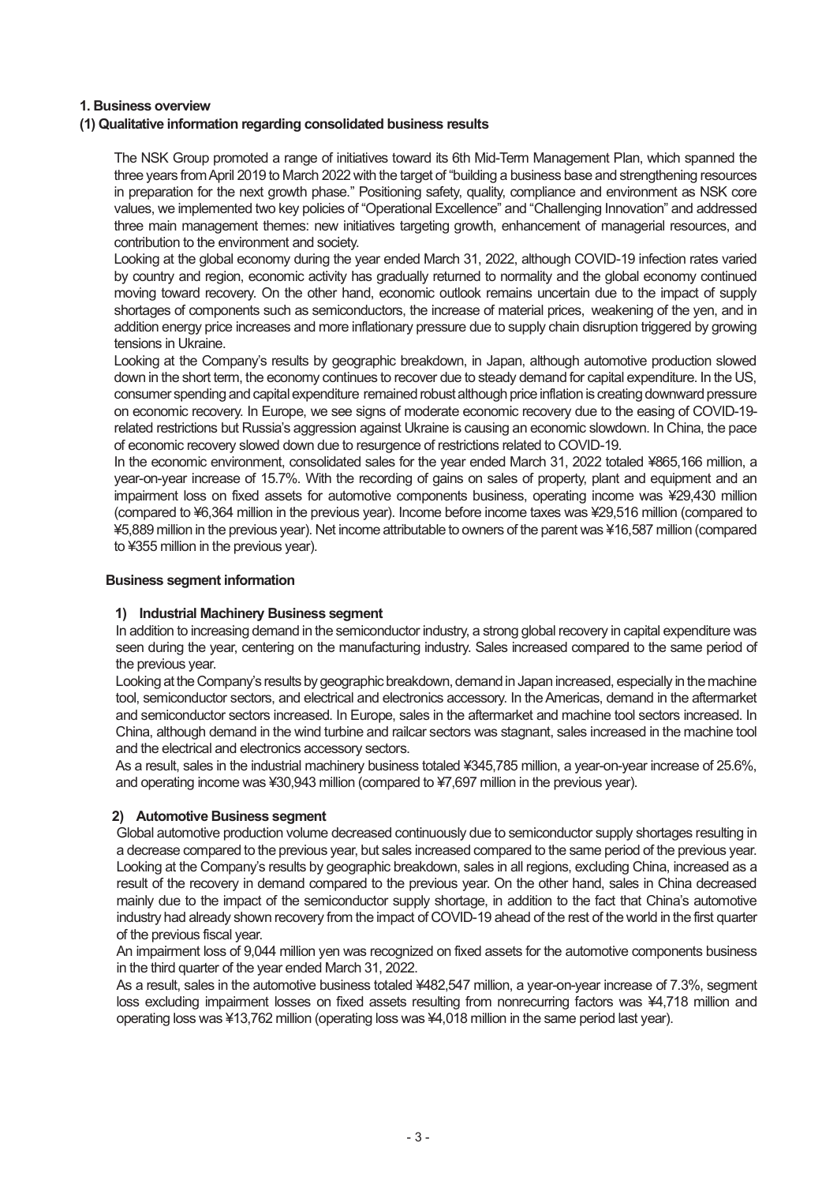# 1. Business overview

## (1) Qualitative information regarding consolidated business results

The NSK Group promoted a range of initiatives toward its 6th Mid-Term Management Plan, which spanned the three years from April 2019 to March 2022 with the target of "building a business base and strengthening resources in preparation for the next growth phase." Positioning safety, quality, compliance and environment as NSK core values, we implemented two key policies of "Operational Excellence" and "Challenging Innovation" and addressed three main management themes: new initiatives targeting growth, enhancement of managerial resources, and contribution to the environment and society.

Looking at the global economy during the year ended March 31, 2022, although COVID-19 infection rates varied by country and region, economic activity has gradually returned to normality and the global economy continued moving toward recovery. On the other hand, economic outlook remains uncertain due to the impact of supply shortages of components such as semiconductors, the increase of material prices, weakening of the yen, and in addition energy price increases and more inflationary pressure due to supply chain disruption triggered by growing tensions in Ukraine.

Looking at the Company's results by geographic breakdown, in Japan, although automotive production slowed down in the short term, the economy continues to recover due to steady demand for capital expenditure. In the US, consumer spending and capital expenditure remained robust although price inflation is creating downward pressure on economic recovery. In Europe, we see signs of moderate economic recovery due to the easing of COVID-19-related restrictions but Russia's aggression against Ukraine is causing an economic slowdown. In China, the pace of economic recovery slowed down due to resurgence of restrictions related to COVID-19.

In the economic environment, consolidated sales for the year ended March 31, 2022 totaled ¥865,166 million, a year-on-year increase of 15.7%. With the recording of gains on sales of property, plant and equipment and an impairment loss on fixed assets for automotive components business, operating income was ¥29,430 million (compared to ¥6,364 million in the previous year). Income before income taxes was ¥29,516 million (compared to ¥5,889 million in the previous year). Net income attributable to owners of the parent was ¥16,587 million (compared to ¥355 million in the previous year).

### Business segment information

#### 1) Industrial Machinery Business segment

In addition to increasing demand in the semiconductor industry, a strong global recovery in capital expenditure was seen during the year, centering on the manufacturing industry. Sales increased compared to the same period of the previous year.

Looking at the Company's results by geographic breakdown, demand in Japan increased, especially in the machine tool, semiconductor sectors, and electrical and electronics accessory. In the Americas, demand in the aftermarket and semiconductor sectors increased. In Europe, sales in the aftermarket and machine tool sectors increased. In China, although demand in the wind turbine and railcar sectors was stagnant, sales increased in the machine tool and the electrical and electronics accessory sectors.

As a result, sales in the industrial machinery business totaled ¥345,785 million, a year-on-year increase of 25.6%, and operating income was ¥30,943 million (compared to ¥7,697 million in the previous year).

#### 2) Automotive Business segment

Global automotive production volume decreased continuously due to semiconductor supply shortages resulting in a decrease compared to the previous year, but sales increased compared to the same period of the previous year. Looking at the Company's results by geographic breakdown, sales in all regions, excluding China, increased as a result of the recovery in demand compared to the previous year. On the other hand, sales in China decreased mainly due to the impact of the semiconductor supply shortage, in addition to the fact that China's automotive industry had already shown recovery from the impact of COVID-19 ahead of the rest of the world in the first quarter of the previous fiscal year.

An impairment loss of 9,044 million yen was recognized on fixed assets for the automotive components business in the third quarter of the year ended March 31, 2022.

As a result, sales in the automotive business totaled ¥482,547 million, a year-on-year increase of 7.3%, segment loss excluding impairment losses on fixed assets resulting from nonrecurring factors was ¥4,718 million and operating loss was ¥13,762 million (operating loss was ¥4,018 million in the same period last year).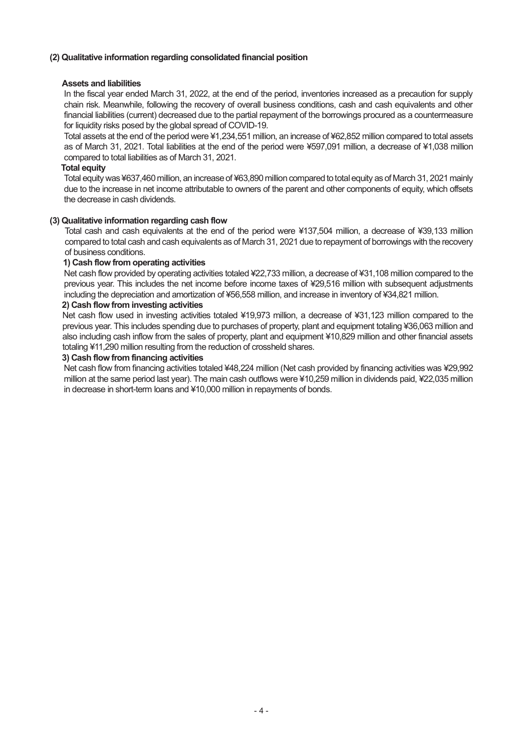## (2) Qualitative information regarding consolidated financial position

### Assets and liabilities

In the fiscal year ended March 31, 2022, at the end of the period, inventories increased as a precaution for supply chain risk. Meanwhile, following the recovery of overall business conditions, cash and cash equivalents and other financial liabilities (current) decreased due to the partial repayment of the borrowings procured as a countermeasure for liquidity risks posed by the global spread of COVID-19.

Total assets at the end of the period were ¥1,234,551 million, an increase of ¥62,852 million compared to total assets as of March 31, 2021. Total liabilities at the end of the period were ¥597,091 million, a decrease of ¥1,038 million compared to total liabilities as of March 31, 2021.

### Total equity

Total equity was ¥637,460 million, an increase of ¥63,890 million compared to total equity as of March 31, 2021 mainly due to the increase in net income attributable to owners of the parent and other components of equity, which offsets the decrease in cash dividends.

## (3) Qualitative information regarding cash flow

Total cash and cash equivalents at the end of the period were ¥137,504 million, a decrease of ¥39,133 million compared to total cash and cash equivalents as of March 31, 2021 due to repayment of borrowings with the recovery of business conditions.

### 1) Cash flow from operating activities

Net cash flow provided by operating activities totaled ¥22,733 million, a decrease of ¥31,108 million compared to the previous year. This includes the net income before income taxes of ¥29,516 million with subsequent adjustments including the depreciation and amortization of ¥56,558 million, and increase in inventory of ¥34,821 million.

### 2) Cash flow from investing activities

Net cash flow used in investing activities totaled ¥19,973 million, a decrease of ¥31,123 million compared to the previous year. This includes spending due to purchases of property, plant and equipment totaling ¥36,063 million and also including cash inflow from the sales of property, plant and equipment ¥10,829 million and other financial assets totaling ¥11,290 million resulting from the reduction of crossheld shares.

### 3) Cash flow from financing activities

Net cash flow from financing activities totaled ¥48,224 million (Net cash provided by financing activities was ¥29,992 million at the same period last year). The main cash outflows were ¥10,259 million in dividends paid, ¥22,035 million in decrease in short-term loans and ¥10,000 million in repayments of bonds.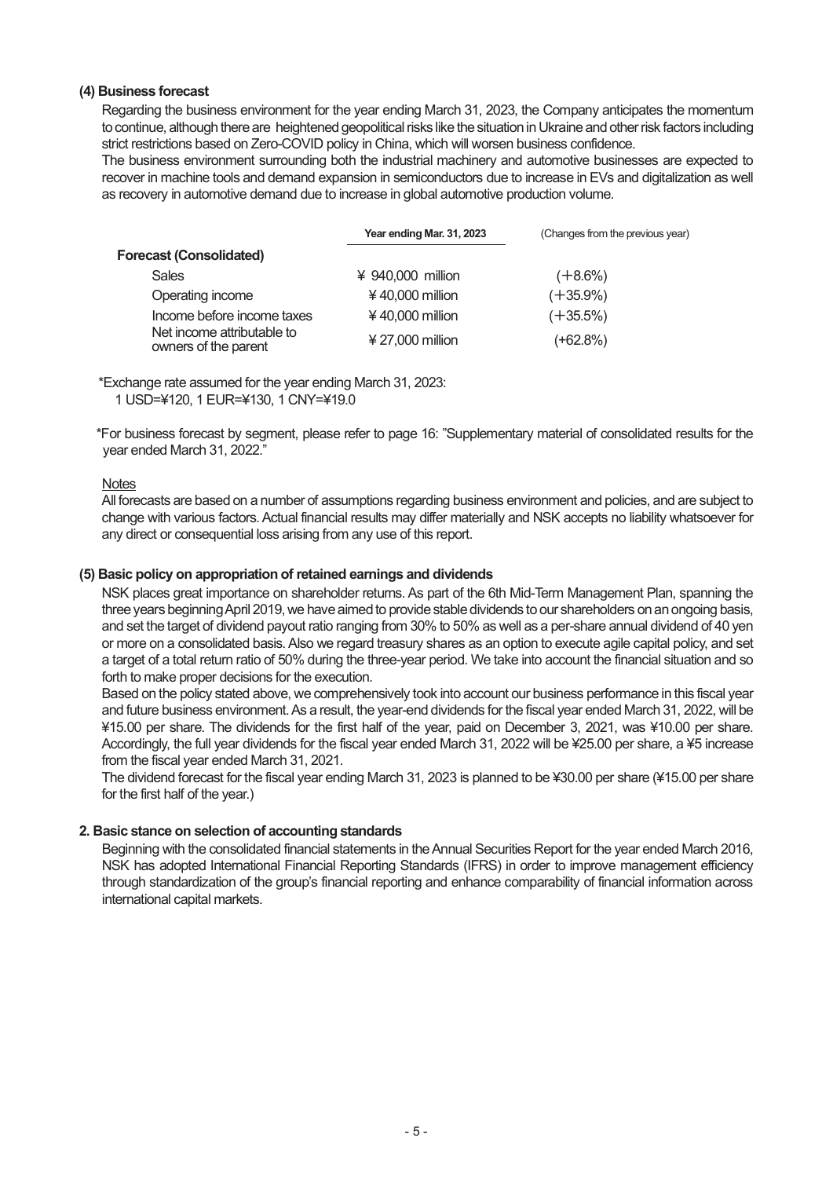### (4) Business forecast

Regarding the business environment for the year ending March 31, 2023, the Company anticipates the momentum to continue, although there are heightened geopolitical risks like the situation in Ukraine and other risk factors including strict restrictions based on Zero-COVID policy in China, which will worsen business confidence.

The business environment surrounding both the industrial machinery and automotive businesses are expected to recover in machine tools and demand expansion in semiconductors due to increase in EVs and digitalization as well as recovery in automotive demand due to increase in global automotive production volume.

| | Year ending Mar. 31, 2023 | (Changes from the previous year) |
|---|---|---|
| **Forecast (Consolidated)** | | |
| Sales | ¥ 940,000 million | (+8.6%) |
| Operating income | ¥ 40,000 million | (+35.9%) |
| Income before income taxes | ¥ 40,000 million | (+35.5%) |
| Net income attributable to owners of the parent | ¥ 27,000 million | (+62.8%) |

*Exchange rate assumed for the year ending March 31, 2023:
1 USD=¥120, 1 EUR=¥130, 1 CNY=¥19.0

*For business forecast by segment, please refer to page 16: "Supplementary material of consolidated results for the year ended March 31, 2022."

Notes

All forecasts are based on a number of assumptions regarding business environment and policies, and are subject to change with various factors. Actual financial results may differ materially and NSK accepts no liability whatsoever for any direct or consequential loss arising from any use of this report.

### (5) Basic policy on appropriation of retained earnings and dividends

NSK places great importance on shareholder returns. As part of the 6th Mid-Term Management Plan, spanning the three years beginning April 2019, we have aimed to provide stable dividends to our shareholders on an ongoing basis, and set the target of dividend payout ratio ranging from 30% to 50% as well as a per-share annual dividend of 40 yen or more on a consolidated basis. Also we regard treasury shares as an option to execute agile capital policy, and set a target of a total return ratio of 50% during the three-year period. We take into account the financial situation and so forth to make proper decisions for the execution.

Based on the policy stated above, we comprehensively took into account our business performance in this fiscal year and future business environment. As a result, the year-end dividends for the fiscal year ended March 31, 2022, will be ¥15.00 per share. The dividends for the first half of the year, paid on December 3, 2021, was ¥10.00 per share. Accordingly, the full year dividends for the fiscal year ended March 31, 2022 will be ¥25.00 per share, a ¥5 increase from the fiscal year ended March 31, 2021.

The dividend forecast for the fiscal year ending March 31, 2023 is planned to be ¥30.00 per share (¥15.00 per share for the first half of the year.)

## 2. Basic stance on selection of accounting standards

Beginning with the consolidated financial statements in the Annual Securities Report for the year ended March 2016, NSK has adopted International Financial Reporting Standards (IFRS) in order to improve management efficiency through standardization of the group's financial reporting and enhance comparability of financial information across international capital markets.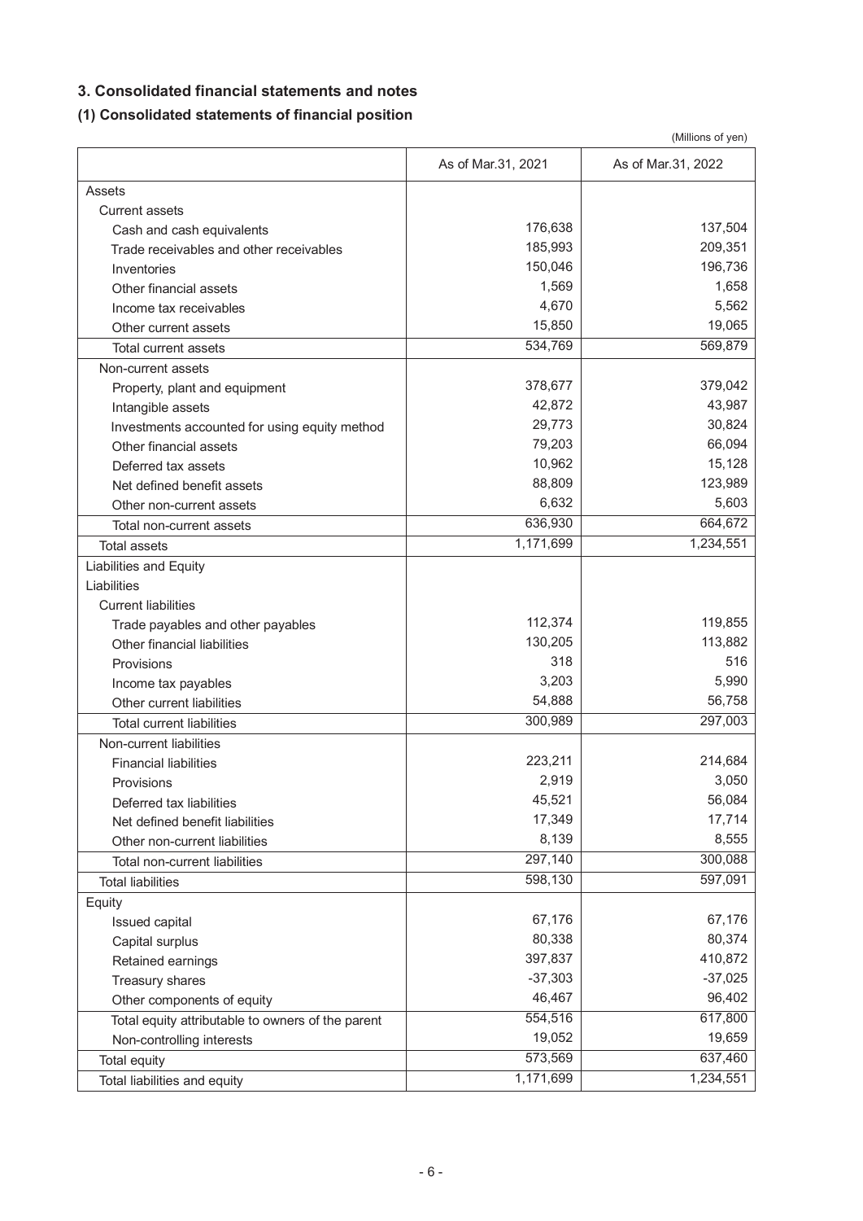## 3. Consolidated financial statements and notes

### (1) Consolidated statements of financial position

(Millions of yen)

| | As of Mar.31, 2021 | As of Mar.31, 2022 |
|---|---|---|
| Assets | | |
| Current assets | | |
| Cash and cash equivalents | 176,638 | 137,504 |
| Trade receivables and other receivables | 185,993 | 209,351 |
| Inventories | 150,046 | 196,736 |
| Other financial assets | 1,569 | 1,658 |
| Income tax receivables | 4,670 | 5,562 |
| Other current assets | 15,850 | 19,065 |
| Total current assets | 534,769 | 569,879 |
| Non-current assets | | |
| Property, plant and equipment | 378,677 | 379,042 |
| Intangible assets | 42,872 | 43,987 |
| Investments accounted for using equity method | 29,773 | 30,824 |
| Other financial assets | 79,203 | 66,094 |
| Deferred tax assets | 10,962 | 15,128 |
| Net defined benefit assets | 88,809 | 123,989 |
| Other non-current assets | 6,632 | 5,603 |
| Total non-current assets | 636,930 | 664,672 |
| Total assets | 1,171,699 | 1,234,551 |
| Liabilities and Equity | | |
| Liabilities | | |
| Current liabilities | | |
| Trade payables and other payables | 112,374 | 119,855 |
| Other financial liabilities | 130,205 | 113,882 |
| Provisions | 318 | 516 |
| Income tax payables | 3,203 | 5,990 |
| Other current liabilities | 54,888 | 56,758 |
| Total current liabilities | 300,989 | 297,003 |
| Non-current liabilities | | |
| Financial liabilities | 223,211 | 214,684 |
| Provisions | 2,919 | 3,050 |
| Deferred tax liabilities | 45,521 | 56,084 |
| Net defined benefit liabilities | 17,349 | 17,714 |
| Other non-current liabilities | 8,139 | 8,555 |
| Total non-current liabilities | 297,140 | 300,088 |
| Total liabilities | 598,130 | 597,091 |
| Equity | | |
| Issued capital | 67,176 | 67,176 |
| Capital surplus | 80,338 | 80,374 |
| Retained earnings | 397,837 | 410,872 |
| Treasury shares | -37,303 | -37,025 |
| Other components of equity | 46,467 | 96,402 |
| Total equity attributable to owners of the parent | 554,516 | 617,800 |
| Non-controlling interests | 19,052 | 19,659 |
| Total equity | 573,569 | 637,460 |
| Total liabilities and equity | 1,171,699 | 1,234,551 |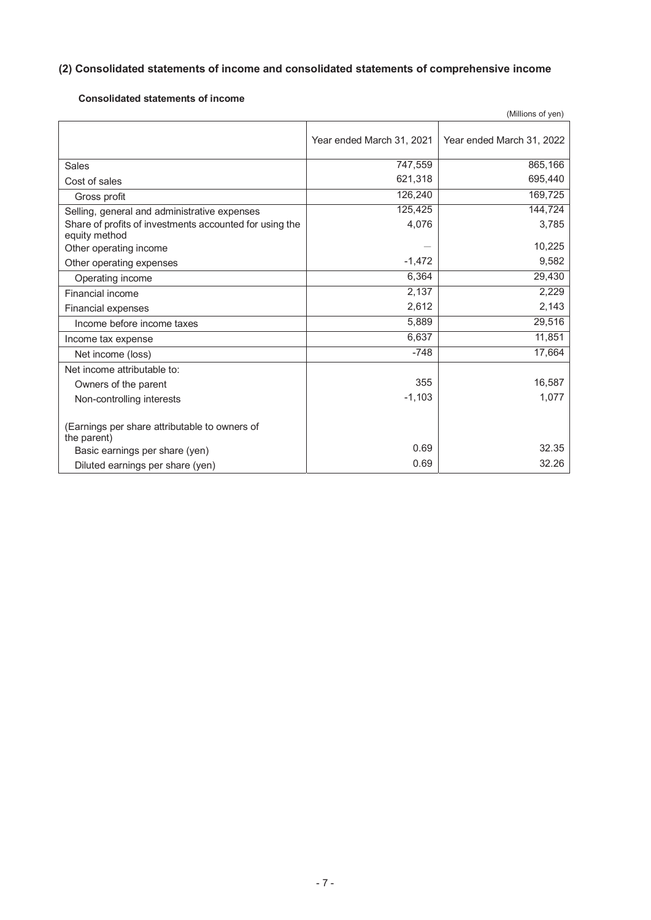## (2) Consolidated statements of income and consolidated statements of comprehensive income

### Consolidated statements of income

(Millions of yen)

| | Year ended March 31, 2021 | Year ended March 31, 2022 |
|---|---|---|
| Sales | 747,559 | 865,166 |
| Cost of sales | 621,318 | 695,440 |
| Gross profit | 126,240 | 169,725 |
| Selling, general and administrative expenses | 125,425 | 144,724 |
| Share of profits of investments accounted for using the equity method | 4,076 | 3,785 |
| Other operating income | — | 10,225 |
| Other operating expenses | -1,472 | 9,582 |
| Operating income | 6,364 | 29,430 |
| Financial income | 2,137 | 2,229 |
| Financial expenses | 2,612 | 2,143 |
| Income before income taxes | 5,889 | 29,516 |
| Income tax expense | 6,637 | 11,851 |
| Net income (loss) | -748 | 17,664 |
| Net income attributable to: | | |
| Owners of the parent | 355 | 16,587 |
| Non-controlling interests | -1,103 | 1,077 |
| (Earnings per share attributable to owners of the parent) | | |
| Basic earnings per share (yen) | 0.69 | 32.35 |
| Diluted earnings per share (yen) | 0.69 | 32.26 |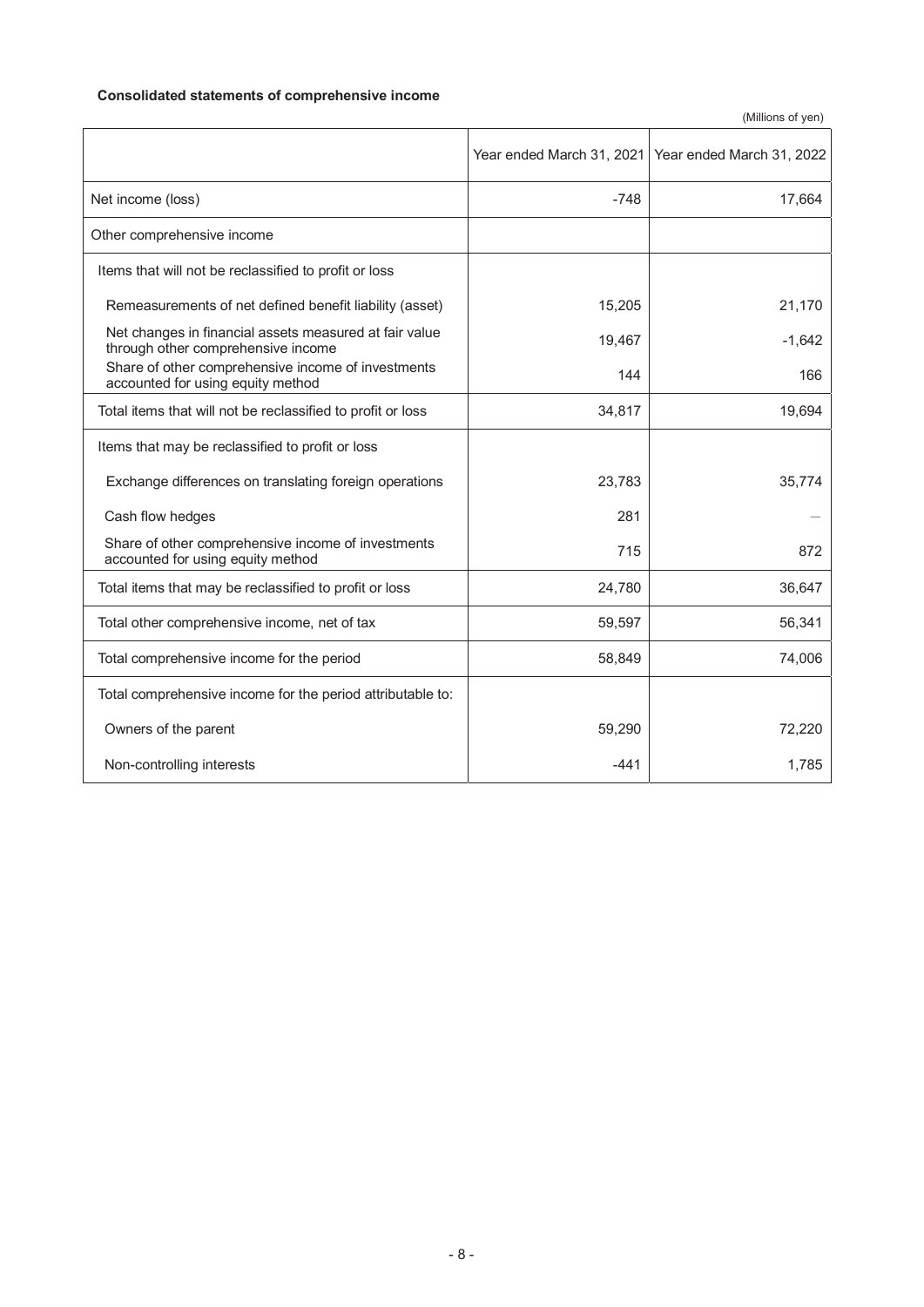### Consolidated statements of comprehensive income

(Millions of yen)

| | Year ended March 31, 2021 | Year ended March 31, 2022 |
|---|---|---|
| Net income (loss) | -748 | 17,664 |
| Other comprehensive income | | |
| Items that will not be reclassified to profit or loss | | |
| Remeasurements of net defined benefit liability (asset) | 15,205 | 21,170 |
| Net changes in financial assets measured at fair value through other comprehensive income | 19,467 | -1,642 |
| Share of other comprehensive income of investments accounted for using equity method | 144 | 166 |
| Total items that will not be reclassified to profit or loss | 34,817 | 19,694 |
| Items that may be reclassified to profit or loss | | |
| Exchange differences on translating foreign operations | 23,783 | 35,774 |
| Cash flow hedges | 281 | — |
| Share of other comprehensive income of investments accounted for using equity method | 715 | 872 |
| Total items that may be reclassified to profit or loss | 24,780 | 36,647 |
| Total other comprehensive income, net of tax | 59,597 | 56,341 |
| Total comprehensive income for the period | 58,849 | 74,006 |
| Total comprehensive income for the period attributable to: | | |
| Owners of the parent | 59,290 | 72,220 |
| Non-controlling interests | -441 | 1,785 |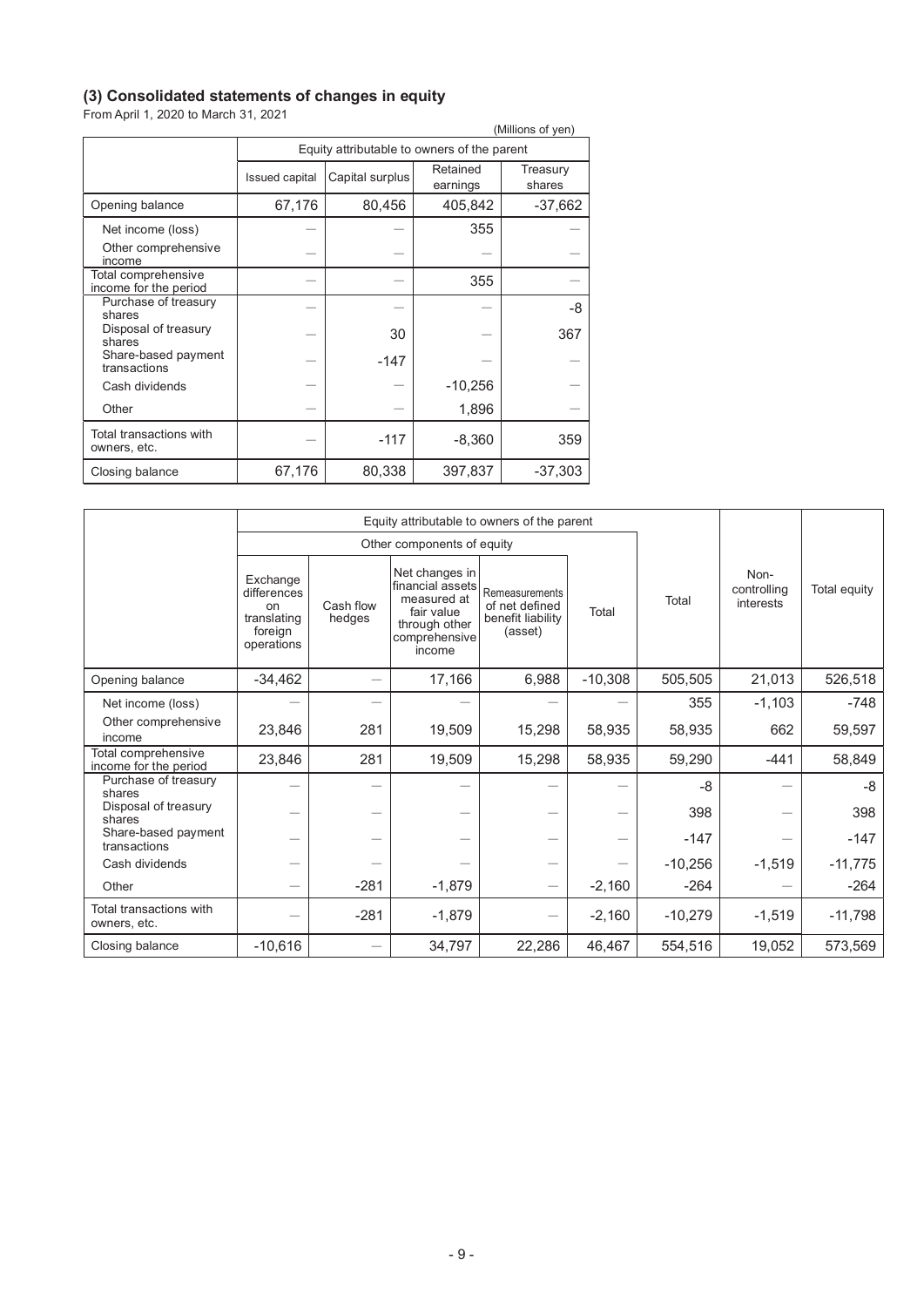### (3) Consolidated statements of changes in equity

From April 1, 2020 to March 31, 2021

(Millions of yen)

| | Equity attributable to owners of the parent | | | |
|---|---|---|---|---|
| | Issued capital | Capital surplus | Retained earnings | Treasury shares |
| Opening balance | 67,176 | 80,456 | 405,842 | -37,662 |
| Net income (loss) | — | — | 355 | — |
| Other comprehensive income | — | — | — | — |
| Total comprehensive income for the period | — | — | 355 | — |
| Purchase of treasury shares | — | — | — | -8 |
| Disposal of treasury shares | — | 30 | — | 367 |
| Share-based payment transactions | — | -147 | — | — |
| Cash dividends | — | — | -10,256 | — |
| Other | — | — | 1,896 | — |
| Total transactions with owners, etc. | — | -117 | -8,360 | 359 |
| Closing balance | 67,176 | 80,338 | 397,837 | -37,303 |

| | Equity attributable to owners of the parent | | | | | | | |
|---|---|---|---|---|---|---|---|---|
| | Other components of equity | | | | | | | |
| | Exchange differences on translating foreign operations | Cash flow hedges | Net changes in financial assets measured at fair value through other comprehensive income | Remeasurements of net defined benefit liability (asset) | Total | Total | Non-controlling interests | Total equity |
| Opening balance | -34,462 | — | 17,166 | 6,988 | -10,308 | 505,505 | 21,013 | 526,518 |
| Net income (loss) | — | — | — | — | — | 355 | -1,103 | -748 |
| Other comprehensive income | 23,846 | 281 | 19,509 | 15,298 | 58,935 | 58,935 | 662 | 59,597 |
| Total comprehensive income for the period | 23,846 | 281 | 19,509 | 15,298 | 58,935 | 59,290 | -441 | 58,849 |
| Purchase of treasury shares | — | — | — | — | — | -8 | — | -8 |
| Disposal of treasury shares | — | — | — | — | — | 398 | — | 398 |
| Share-based payment transactions | — | — | — | — | — | -147 | — | -147 |
| Cash dividends | — | — | — | — | — | -10,256 | -1,519 | -11,775 |
| Other | — | -281 | -1,879 | — | -2,160 | -264 | — | -264 |
| Total transactions with owners, etc. | — | -281 | -1,879 | — | -2,160 | -10,279 | -1,519 | -11,798 |
| Closing balance | -10,616 | — | 34,797 | 22,286 | 46,467 | 554,516 | 19,052 | 573,569 |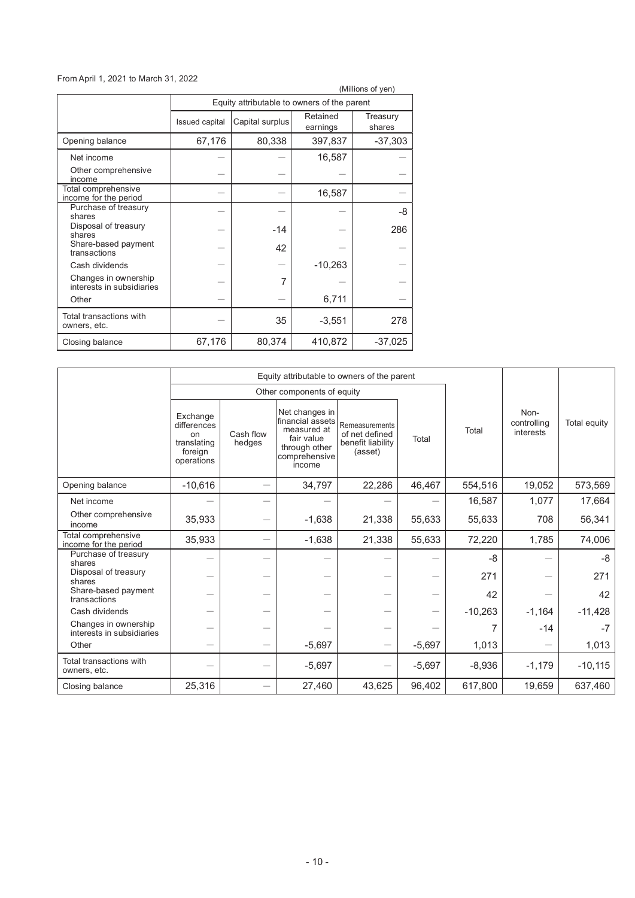From April 1, 2021 to March 31, 2022

(Millions of yen)

| | Equity attributable to owners of the parent | | | |
|---|---|---|---|---|
| | Issued capital | Capital surplus | Retained earnings | Treasury shares |
| Opening balance | 67,176 | 80,338 | 397,837 | -37,303 |
| Net income | — | — | 16,587 | — |
| Other comprehensive income | — | — | — | — |
| Total comprehensive income for the period | — | — | 16,587 | — |
| Purchase of treasury shares | — | — | — | -8 |
| Disposal of treasury shares | — | -14 | — | 286 |
| Share-based payment transactions | — | 42 | — | — |
| Cash dividends | — | — | -10,263 | — |
| Changes in ownership interests in subsidiaries | — | 7 | — | — |
| Other | — | — | 6,711 | — |
| Total transactions with owners, etc. | — | 35 | -3,551 | 278 |
| Closing balance | 67,176 | 80,374 | 410,872 | -37,025 |

| | Equity attributable to owners of the parent | | | | | | | |
|---|---|---|---|---|---|---|---|---|
| | Other components of equity | | | | | | | |
| | Exchange differences on translating foreign operations | Cash flow hedges | Net changes in financial assets measured at fair value through other comprehensive income | Remeasurements of net defined benefit liability (asset) | Total | Total | Non-controlling interests | Total equity |
| Opening balance | -10,616 | — | 34,797 | 22,286 | 46,467 | 554,516 | 19,052 | 573,569 |
| Net income | — | — | — | — | — | 16,587 | 1,077 | 17,664 |
| Other comprehensive income | 35,933 | — | -1,638 | 21,338 | 55,633 | 55,633 | 708 | 56,341 |
| Total comprehensive income for the period | 35,933 | — | -1,638 | 21,338 | 55,633 | 72,220 | 1,785 | 74,006 |
| Purchase of treasury shares | — | — | — | — | — | -8 | — | -8 |
| Disposal of treasury shares | — | — | — | — | — | 271 | — | 271 |
| Share-based payment transactions | — | — | — | — | — | 42 | — | 42 |
| Cash dividends | — | — | — | — | — | -10,263 | -1,164 | -11,428 |
| Changes in ownership interests in subsidiaries | — | — | — | — | — | 7 | -14 | -7 |
| Other | — | — | -5,697 | — | -5,697 | 1,013 | — | 1,013 |
| Total transactions with owners, etc. | — | — | -5,697 | — | -5,697 | -8,936 | -1,179 | -10,115 |
| Closing balance | 25,316 | — | 27,460 | 43,625 | 96,402 | 617,800 | 19,659 | 637,460 |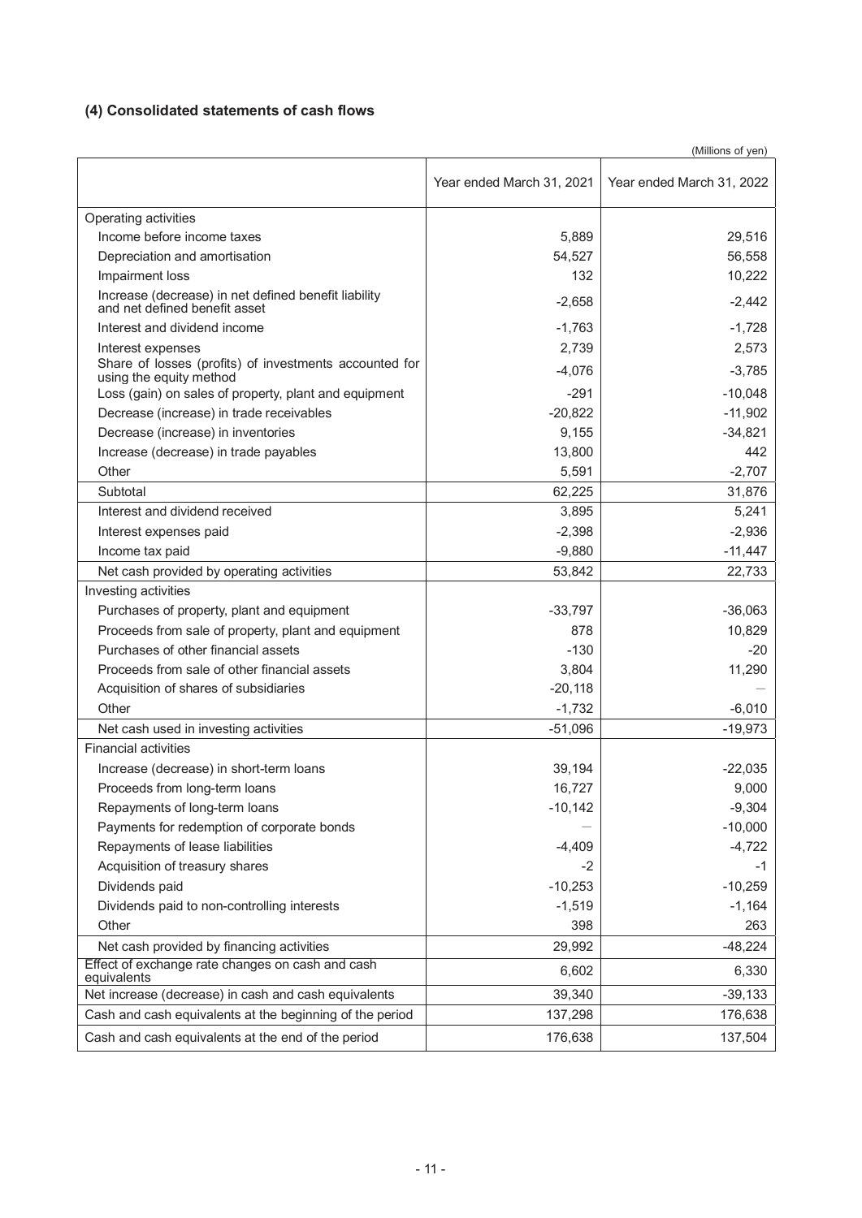### (4) Consolidated statements of cash flows

(Millions of yen)

| | Year ended March 31, 2021 | Year ended March 31, 2022 |
|---|---|---|
| Operating activities | | |
| Income before income taxes | 5,889 | 29,516 |
| Depreciation and amortisation | 54,527 | 56,558 |
| Impairment loss | 132 | 10,222 |
| Increase (decrease) in net defined benefit liability and net defined benefit asset | -2,658 | -2,442 |
| Interest and dividend income | -1,763 | -1,728 |
| Interest expenses | 2,739 | 2,573 |
| Share of losses (profits) of investments accounted for using the equity method | -4,076 | -3,785 |
| Loss (gain) on sales of property, plant and equipment | -291 | -10,048 |
| Decrease (increase) in trade receivables | -20,822 | -11,902 |
| Decrease (increase) in inventories | 9,155 | -34,821 |
| Increase (decrease) in trade payables | 13,800 | 442 |
| Other | 5,591 | -2,707 |
| Subtotal | 62,225 | 31,876 |
| Interest and dividend received | 3,895 | 5,241 |
| Interest expenses paid | -2,398 | -2,936 |
| Income tax paid | -9,880 | -11,447 |
| Net cash provided by operating activities | 53,842 | 22,733 |
| Investing activities | | |
| Purchases of property, plant and equipment | -33,797 | -36,063 |
| Proceeds from sale of property, plant and equipment | 878 | 10,829 |
| Purchases of other financial assets | -130 | -20 |
| Proceeds from sale of other financial assets | 3,804 | 11,290 |
| Acquisition of shares of subsidiaries | -20,118 | — |
| Other | -1,732 | -6,010 |
| Net cash used in investing activities | -51,096 | -19,973 |
| Financial activities | | |
| Increase (decrease) in short-term loans | 39,194 | -22,035 |
| Proceeds from long-term loans | 16,727 | 9,000 |
| Repayments of long-term loans | -10,142 | -9,304 |
| Payments for redemption of corporate bonds | — | -10,000 |
| Repayments of lease liabilities | -4,409 | -4,722 |
| Acquisition of treasury shares | -2 | -1 |
| Dividends paid | -10,253 | -10,259 |
| Dividends paid to non-controlling interests | -1,519 | -1,164 |
| Other | 398 | 263 |
| Net cash provided by financing activities | 29,992 | -48,224 |
| Effect of exchange rate changes on cash and cash equivalents | 6,602 | 6,330 |
| Net increase (decrease) in cash and cash equivalents | 39,340 | -39,133 |
| Cash and cash equivalents at the beginning of the period | 137,298 | 176,638 |
| Cash and cash equivalents at the end of the period | 176,638 | 137,504 |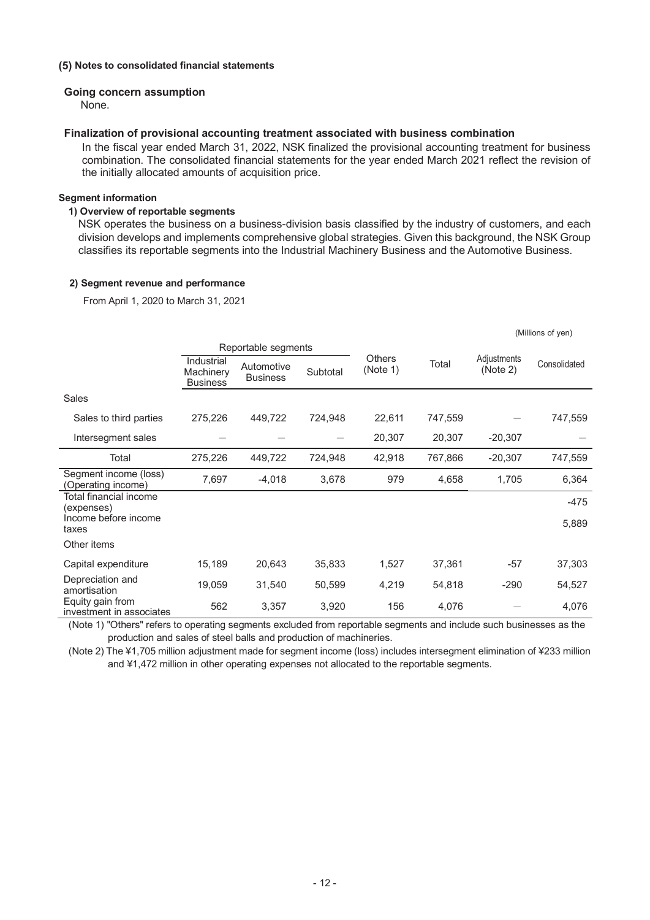### (5) Notes to consolidated financial statements

#### Going concern assumption

None.

#### Finalization of provisional accounting treatment associated with business combination

In the fiscal year ended March 31, 2022, NSK finalized the provisional accounting treatment for business combination. The consolidated financial statements for the year ended March 2021 reflect the revision of the initially allocated amounts of acquisition price.

#### Segment information

**1) Overview of reportable segments**

NSK operates the business on a business-division basis classified by the industry of customers, and each division develops and implements comprehensive global strategies. Given this background, the NSK Group classifies its reportable segments into the Industrial Machinery Business and the Automotive Business.

**2) Segment revenue and performance**

From April 1, 2020 to March 31, 2021

(Millions of yen)

| | Reportable segments | | | Others (Note 1) | Total | Adjustments (Note 2) | Consolidated |
|---|---|---|---|---|---|---|---|
| | Industrial Machinery Business | Automotive Business | Subtotal | | | | |
| Sales | | | | | | | |
| Sales to third parties | 275,226 | 449,722 | 724,948 | 22,611 | 747,559 | — | 747,559 |
| Intersegment sales | — | — | — | 20,307 | 20,307 | -20,307 | — |
| Total | 275,226 | 449,722 | 724,948 | 42,918 | 767,866 | -20,307 | 747,559 |
| Segment income (loss) (Operating income) | 7,697 | -4,018 | 3,678 | 979 | 4,658 | 1,705 | 6,364 |
| Total financial income (expenses) | | | | | | | -475 |
| Income before income taxes | | | | | | | 5,889 |
| Other items | | | | | | | |
| Capital expenditure | 15,189 | 20,643 | 35,833 | 1,527 | 37,361 | -57 | 37,303 |
| Depreciation and amortisation | 19,059 | 31,540 | 50,599 | 4,219 | 54,818 | -290 | 54,527 |
| Equity gain from investment in associates | 562 | 3,357 | 3,920 | 156 | 4,076 | — | 4,076 |

(Note 1) "Others" refers to operating segments excluded from reportable segments and include such businesses as the production and sales of steel balls and production of machineries.

(Note 2) The ¥1,705 million adjustment made for segment income (loss) includes intersegment elimination of ¥233 million and ¥1,472 million in other operating expenses not allocated to the reportable segments.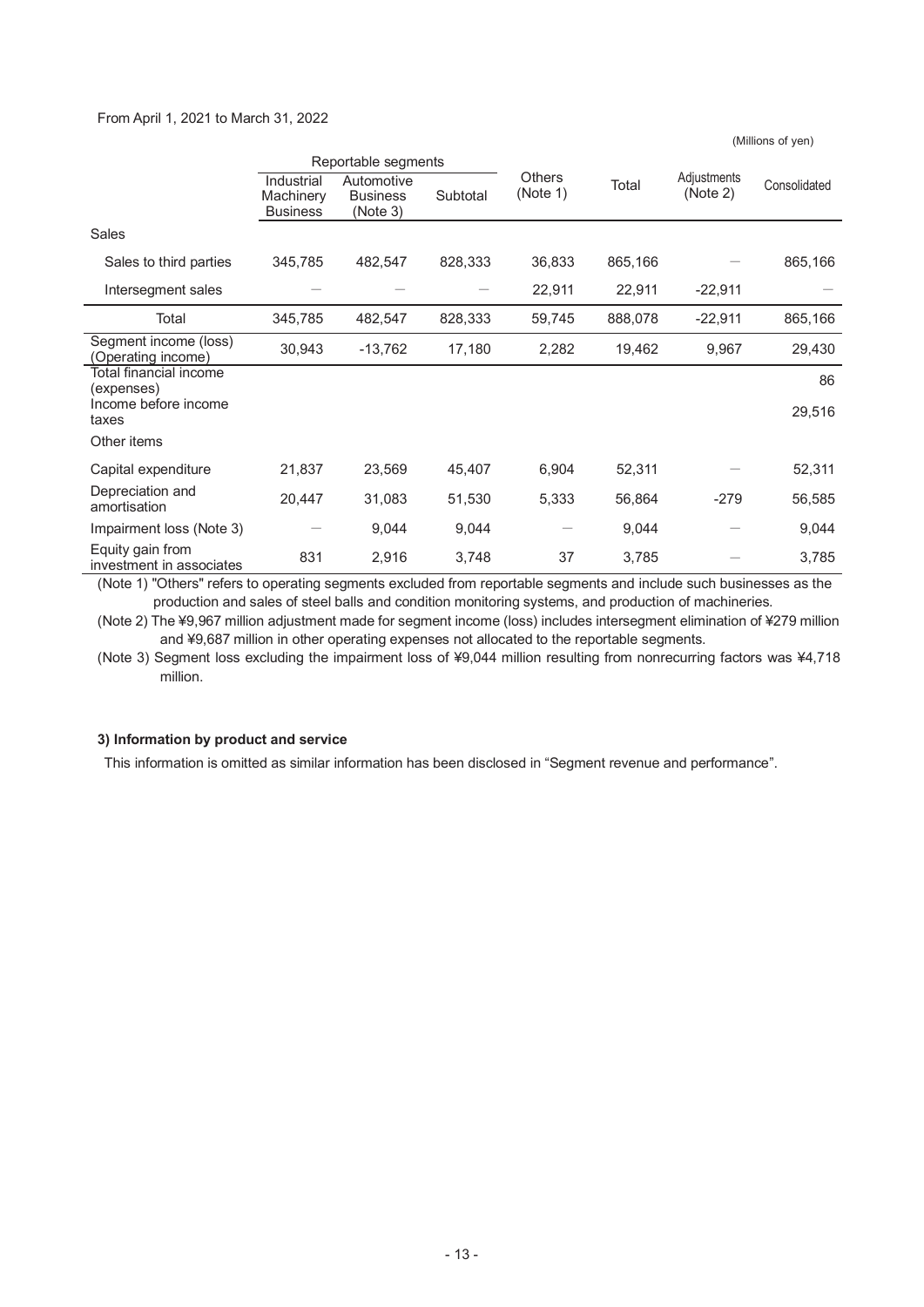From April 1, 2021 to March 31, 2022

(Millions of yen)

| | Reportable segments | | | Others (Note 1) | Total | Adjustments (Note 2) | Consolidated |
|---|---|---|---|---|---|---|---|
| | Industrial Machinery Business | Automotive Business (Note 3) | Subtotal | | | | |
| Sales | | | | | | | |
| Sales to third parties | 345,785 | 482,547 | 828,333 | 36,833 | 865,166 | — | 865,166 |
| Intersegment sales | — | — | — | 22,911 | 22,911 | -22,911 | — |
| Total | 345,785 | 482,547 | 828,333 | 59,745 | 888,078 | -22,911 | 865,166 |
| Segment income (loss) (Operating income) | 30,943 | -13,762 | 17,180 | 2,282 | 19,462 | 9,967 | 29,430 |
| Total financial income (expenses) | | | | | | | 86 |
| Income before income taxes | | | | | | | 29,516 |
| Other items | | | | | | | |
| Capital expenditure | 21,837 | 23,569 | 45,407 | 6,904 | 52,311 | — | 52,311 |
| Depreciation and amortisation | 20,447 | 31,083 | 51,530 | 5,333 | 56,864 | -279 | 56,585 |
| Impairment loss (Note 3) | — | 9,044 | 9,044 | — | 9,044 | — | 9,044 |
| Equity gain from investment in associates | 831 | 2,916 | 3,748 | 37 | 3,785 | — | 3,785 |

(Note 1) "Others" refers to operating segments excluded from reportable segments and include such businesses as the production and sales of steel balls and condition monitoring systems, and production of machineries.

(Note 2) The ¥9,967 million adjustment made for segment income (loss) includes intersegment elimination of ¥279 million and ¥9,687 million in other operating expenses not allocated to the reportable segments.

(Note 3) Segment loss excluding the impairment loss of ¥9,044 million resulting from nonrecurring factors was ¥4,718 million.

**3) Information by product and service**

This information is omitted as similar information has been disclosed in "Segment revenue and performance".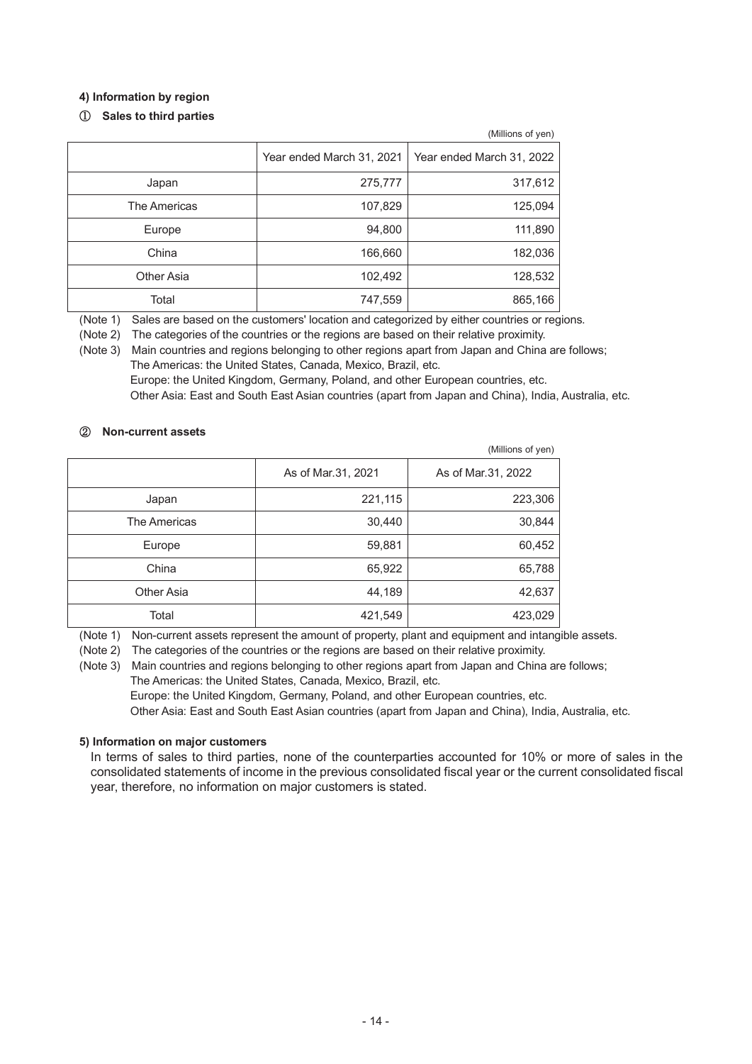#### 4) Information by region

##### ① Sales to third parties

(Millions of yen)

| | Year ended March 31, 2021 | Year ended March 31, 2022 |
|---|---|---|
| Japan | 275,777 | 317,612 |
| The Americas | 107,829 | 125,094 |
| Europe | 94,800 | 111,890 |
| China | 166,660 | 182,036 |
| Other Asia | 102,492 | 128,532 |
| Total | 747,559 | 865,166 |

(Note 1) Sales are based on the customers' location and categorized by either countries or regions.

(Note 2) The categories of the countries or the regions are based on their relative proximity.

(Note 3) Main countries and regions belonging to other regions apart from Japan and China are follows;
The Americas: the United States, Canada, Mexico, Brazil, etc.
Europe: the United Kingdom, Germany, Poland, and other European countries, etc.
Other Asia: East and South East Asian countries (apart from Japan and China), India, Australia, etc.

##### ② Non-current assets

(Millions of yen)

| | As of Mar.31, 2021 | As of Mar.31, 2022 |
|---|---|---|
| Japan | 221,115 | 223,306 |
| The Americas | 30,440 | 30,844 |
| Europe | 59,881 | 60,452 |
| China | 65,922 | 65,788 |
| Other Asia | 44,189 | 42,637 |
| Total | 421,549 | 423,029 |

(Note 1) Non-current assets represent the amount of property, plant and equipment and intangible assets.

(Note 2) The categories of the countries or the regions are based on their relative proximity.

(Note 3) Main countries and regions belonging to other regions apart from Japan and China are follows;
The Americas: the United States, Canada, Mexico, Brazil, etc.
Europe: the United Kingdom, Germany, Poland, and other European countries, etc.
Other Asia: East and South East Asian countries (apart from Japan and China), India, Australia, etc.

#### 5) Information on major customers

In terms of sales to third parties, none of the counterparties accounted for 10% or more of sales in the consolidated statements of income in the previous consolidated fiscal year or the current consolidated fiscal year, therefore, no information on major customers is stated.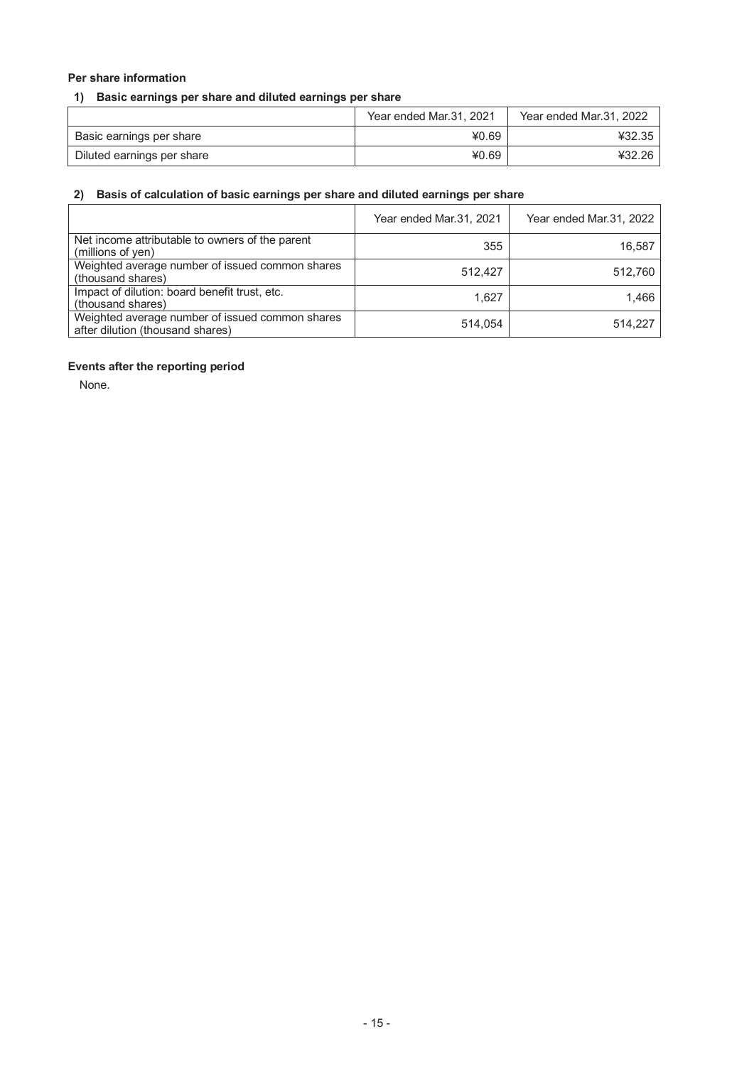### Per share information

#### 1) Basic earnings per share and diluted earnings per share

| | Year ended Mar.31, 2021 | Year ended Mar.31, 2022 |
|---|---|---|
| Basic earnings per share | ¥0.69 | ¥32.35 |
| Diluted earnings per share | ¥0.69 | ¥32.26 |

#### 2) Basis of calculation of basic earnings per share and diluted earnings per share

| | Year ended Mar.31, 2021 | Year ended Mar.31, 2022 |
|---|---|---|
| Net income attributable to owners of the parent (millions of yen) | 355 | 16,587 |
| Weighted average number of issued common shares (thousand shares) | 512,427 | 512,760 |
| Impact of dilution: board benefit trust, etc. (thousand shares) | 1,627 | 1,466 |
| Weighted average number of issued common shares after dilution (thousand shares) | 514,054 | 514,227 |

### Events after the reporting period

None.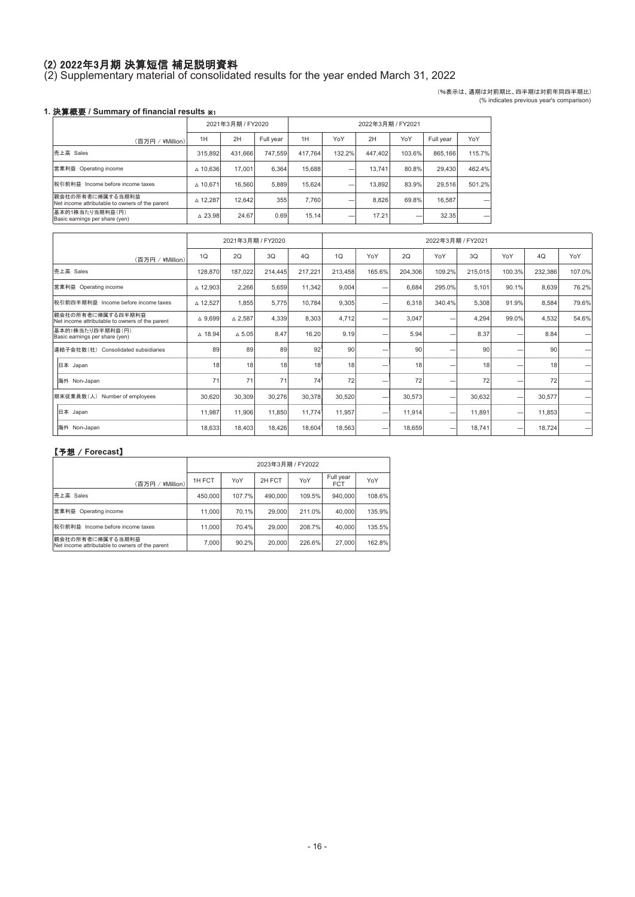# (2) 2022年3月期 決算短信 補足説明資料

(2) Supplementary material of consolidated results for the year ended March 31, 2022

（%表示は、通期は対前期比、四半期は対前年同四半期比）
(% indicates previous year's comparison)

### 1. 決算概要 / Summary of financial results ※1

| （百万円 / ¥Million） | 2021年3月期 / FY2020 | | | 2022年3月期 / FY2021 | | | | | |
|---|---|---|---|---|---|---|---|---|---|
| | 1H | 2H | Full year | 1H | YoY | 2H | YoY | Full year | YoY |
| 売上高 Sales | 315,892 | 431,666 | 747,559 | 417,764 | 132.2% | 447,402 | 103.6% | 865,166 | 115.7% |
| 営業利益 Operating income | △ 10,636 | 17,001 | 6,364 | 15,688 | — | 13,741 | 80.8% | 29,430 | 462.4% |
| 税引前利益 Income before income taxes | △ 10,671 | 16,560 | 5,889 | 15,624 | — | 13,892 | 83.9% | 29,516 | 501.2% |
| 親会社の所有者に帰属する当期利益 Net income attributable to owners of the parent | △ 12,287 | 12,642 | 355 | 7,760 | — | 8,826 | 69.8% | 16,587 | — |
| 基本的1株当たり当期利益（円） Basic earnings per share (yen) | △ 23.98 | 24.67 | 0.69 | 15.14 | — | 17.21 | — | 32.35 | — |

| （百万円 / ¥Million） | 2021年3月期 / FY2020 | | | | 2022年3月期 / FY2021 | | | | | | | |
|---|---|---|---|---|---|---|---|---|---|---|---|---|
| | 1Q | 2Q | 3Q | 4Q | 1Q | YoY | 2Q | YoY | 3Q | YoY | 4Q | YoY |
| 売上高 Sales | 128,870 | 187,022 | 214,445 | 217,221 | 213,458 | 165.6% | 204,306 | 109.2% | 215,015 | 100.3% | 232,386 | 107.0% |
| 営業利益 Operating income | △ 12,903 | 2,266 | 5,659 | 11,342 | 9,004 | — | 6,684 | 295.0% | 5,101 | 90.1% | 8,639 | 76.2% |
| 税引前四半期利益 Income before income taxes | △ 12,527 | 1,855 | 5,775 | 10,784 | 9,305 | — | 6,318 | 340.4% | 5,308 | 91.9% | 8,584 | 79.6% |
| 親会社の所有者に帰属する四半期利益 Net income attributable to owners of the parent | △ 9,699 | △ 2,587 | 4,339 | 8,303 | 4,712 | — | 3,047 | — | 4,294 | 99.0% | 4,532 | 54.6% |
| 基本的1株当たり四半期利益（円） Basic earnings per share (yen) | △ 18.94 | △ 5.05 | 8.47 | 16.20 | 9.19 | — | 5.94 | — | 8.37 | — | 8.84 | — |
| 連結子会社数（社） Consolidated subsidiaries | 89 | 89 | 89 | 92 | 90 | — | 90 | — | 90 | — | 90 | — |
| 日本 Japan | 18 | 18 | 18 | 18 | 18 | — | 18 | — | 18 | — | 18 | — |
| 海外 Non-Japan | 71 | 71 | 71 | 74 | 72 | — | 72 | — | 72 | — | 72 | — |
| 期末従業員数（人） Number of employees | 30,620 | 30,309 | 30,276 | 30,378 | 30,520 | — | 30,573 | — | 30,632 | — | 30,577 | — |
| 日本 Japan | 11,987 | 11,906 | 11,850 | 11,774 | 11,957 | — | 11,914 | — | 11,891 | — | 11,853 | — |
| 海外 Non-Japan | 18,633 | 18,403 | 18,426 | 18,604 | 18,563 | — | 18,659 | — | 18,741 | — | 18,724 | — |

### 【予想 / Forecast】

| （百万円 / ¥Million） | 2023年3月期 / FY2022 | | | | | |
|---|---|---|---|---|---|---|
| | 1H FCT | YoY | 2H FCT | YoY | Full year FCT | YoY |
| 売上高 Sales | 450,000 | 107.7% | 490,000 | 109.5% | 940,000 | 108.6% |
| 営業利益 Operating income | 11,000 | 70.1% | 29,000 | 211.0% | 40,000 | 135.9% |
| 税引前利益 Income before income taxes | 11,000 | 70.4% | 29,000 | 208.7% | 40,000 | 135.5% |
| 親会社の所有者に帰属する当期利益 Net income attributable to owners of the parent | 7,000 | 90.2% | 20,000 | 226.6% | 27,000 | 162.8% |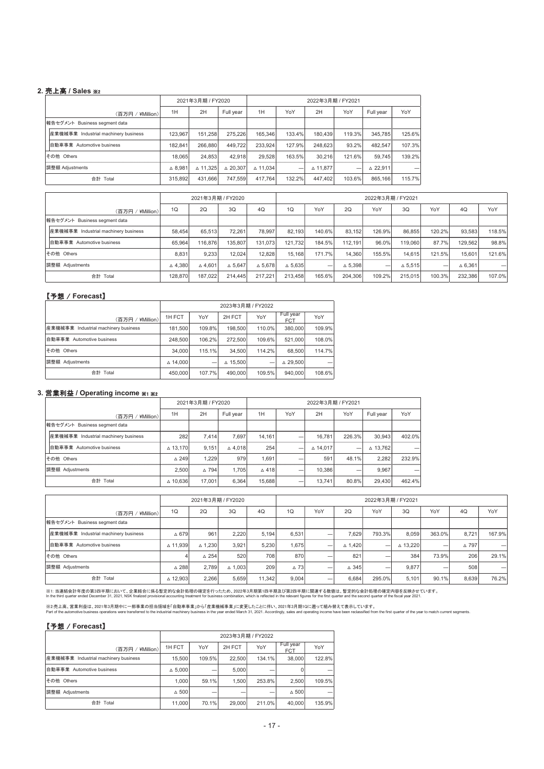## 2. 売上高 / Sales ※2

| (百万円 / ¥Million) | 2021年3月期 / FY2020 | | | 2022年3月期 / FY2021 | | | | | |
|---|---|---|---|---|---|---|---|---|---|
| | 1H | 2H | Full year | 1H | YoY | 2H | YoY | Full year | YoY |
| 報告セグメント Business segment data | | | | | | | | | |
| 産業機械事業 Industrial machinery business | 123,967 | 151,258 | 275,226 | 165,346 | 133.4% | 180,439 | 119.3% | 345,785 | 125.6% |
| 自動車事業 Automotive business | 182,841 | 266,880 | 449,722 | 233,924 | 127.9% | 248,623 | 93.2% | 482,547 | 107.3% |
| その他 Others | 18,065 | 24,853 | 42,918 | 29,528 | 163.5% | 30,216 | 121.6% | 59,745 | 139.2% |
| 調整額 Adjustments | △ 8,981 | △ 11,325 | △ 20,307 | △ 11,034 | — | △ 11,877 | — | △ 22,911 | — |
| 合計 Total | 315,892 | 431,666 | 747,559 | 417,764 | 132.2% | 447,402 | 103.6% | 865,166 | 115.7% |

| (百万円 / ¥Million) | 2021年3月期 / FY2020 | | | | 2022年3月期 / FY2021 | | | | | | | |
|---|---|---|---|---|---|---|---|---|---|---|---|---|
| | 1Q | 2Q | 3Q | 4Q | 1Q | YoY | 2Q | YoY | 3Q | YoY | 4Q | YoY |
| 報告セグメント Business segment data | | | | | | | | | | | | |
| 産業機械事業 Industrial machinery business | 58,454 | 65,513 | 72,261 | 78,997 | 82,193 | 140.6% | 83,152 | 126.9% | 86,855 | 120.2% | 93,583 | 118.5% |
| 自動車事業 Automotive business | 65,964 | 116,876 | 135,807 | 131,073 | 121,732 | 184.5% | 112,191 | 96.0% | 119,060 | 87.7% | 129,562 | 98.8% |
| その他 Others | 8,831 | 9,233 | 12,024 | 12,828 | 15,168 | 171.7% | 14,360 | 155.5% | 14,615 | 121.5% | 15,601 | 121.6% |
| 調整額 Adjustments | △ 4,380 | △ 4,601 | △ 5,647 | △ 5,678 | △ 5,635 | — | △ 5,398 | — | △ 5,515 | — | △ 6,361 | — |
| 合計 Total | 128,870 | 187,022 | 214,445 | 217,221 | 213,458 | 165.6% | 204,306 | 109.2% | 215,015 | 100.3% | 232,386 | 107.0% |

### 【予想 / Forecast】

| (百万円 / ¥Million) | 2023年3月期 / FY2022 | | | | | |
|---|---|---|---|---|---|---|
| | 1H FCT | YoY | 2H FCT | YoY | Full year FCT | YoY |
| 産業機械事業 Industrial machinery business | 181,500 | 109.8% | 198,500 | 110.0% | 380,000 | 109.9% |
| 自動車事業 Automotive business | 248,500 | 106.2% | 272,500 | 109.6% | 521,000 | 108.0% |
| その他 Others | 34,000 | 115.1% | 34,500 | 114.2% | 68,500 | 114.7% |
| 調整額 Adjustments | △ 14,000 | — | △ 15,500 | — | △ 29,500 | — |
| 合計 Total | 450,000 | 107.7% | 490,000 | 109.5% | 940,000 | 108.6% |

## 3. 営業利益 / Operating income ※1 ※2

| (百万円 / ¥Million) | 2021年3月期 / FY2020 | | | 2022年3月期 / FY2021 | | | | | |
|---|---|---|---|---|---|---|---|---|---|
| | 1H | 2H | Full year | 1H | YoY | 2H | YoY | Full year | YoY |
| 報告セグメント Business segment data | | | | | | | | | |
| 産業機械事業 Industrial machinery business | 282 | 7,414 | 7,697 | 14,161 | — | 16,781 | 226.3% | 30,943 | 402.0% |
| 自動車事業 Automotive business | △ 13,170 | 9,151 | △ 4,018 | 254 | — | △ 14,017 | — | △ 13,762 | — |
| その他 Others | △ 249 | 1,229 | 979 | 1,691 | — | 591 | 48.1% | 2,282 | 232.9% |
| 調整額 Adjustments | 2,500 | △ 794 | 1,705 | △ 418 | — | 10,386 | — | 9,967 | — |
| 合計 Total | △ 10,636 | 17,001 | 6,364 | 15,688 | — | 13,741 | 80.8% | 29,430 | 462.4% |

| (百万円 / ¥Million) | 2021年3月期 / FY2020 | | | | 2022年3月期 / FY2021 | | | | | | | |
|---|---|---|---|---|---|---|---|---|---|---|---|---|
| | 1Q | 2Q | 3Q | 4Q | 1Q | YoY | 2Q | YoY | 3Q | YoY | 4Q | YoY |
| 報告セグメント Business segment data | | | | | | | | | | | | |
| 産業機械事業 Industrial machinery business | △ 679 | 961 | 2,220 | 5,194 | 6,531 | — | 7,629 | 793.3% | 8,059 | 363.0% | 8,721 | 167.9% |
| 自動車事業 Automotive business | △ 11,939 | △ 1,230 | 3,921 | 5,230 | 1,675 | — | △ 1,420 | — | △ 13,220 | — | △ 797 | — |
| その他 Others | 4 | △ 254 | 520 | 708 | 870 | — | 821 | — | 384 | 73.9% | 206 | 29.1% |
| 調整額 Adjustments | △ 288 | 2,789 | △ 1,003 | 209 | △ 73 | — | △ 345 | — | 9,877 | — | 508 | — |
| 合計 Total | △ 12,903 | 2,266 | 5,659 | 11,342 | 9,004 | — | 6,684 | 295.0% | 5,101 | 90.1% | 8,639 | 76.2% |

※1: 当連結会計年度の第3四半期において、企業結合に係る暫定的な会計処理の確定を行ったため、2022年3月期第1四半期及び第2四半期に関連する数値は、暫定的な会計処理の確定内容を反映させています。
In the third quarter ended December 31, 2021, NSK finalized provisional accounting treatment for business combination, which is reflected in the relevant figures for the first quarter and the second quarter of the fiscal year 2021.

※2:売上高、営業利益は、2021年3月期中に一部事業の担当領域を「自動車事業」から「産業機械事業」に変更したことに伴い、2021年3月期1Qに遡って組み替えて表示しています。
Part of the automotive business operations were transferred to the industrial machinery business in the year ended March 31, 2021. Accordingly, sales and operating income have been reclassified from the first quarter of the year to match current segments.

### 【予想 / Forecast】

| (百万円 / ¥Million) | 2023年3月期 / FY2022 | | | | | |
|---|---|---|---|---|---|---|
| | 1H FCT | YoY | 2H FCT | YoY | Full year FCT | YoY |
| 産業機械事業 Industrial machinery business | 15,500 | 109.5% | 22,500 | 134.1% | 38,000 | 122.8% |
| 自動車事業 Automotive business | △ 5,000 | — | 5,000 | — | 0 | — |
| その他 Others | 1,000 | 59.1% | 1,500 | 253.8% | 2,500 | 109.5% |
| 調整額 Adjustments | △ 500 | — | — | — | △ 500 | — |
| 合計 Total | 11,000 | 70.1% | 29,000 | 211.0% | 40,000 | 135.9% |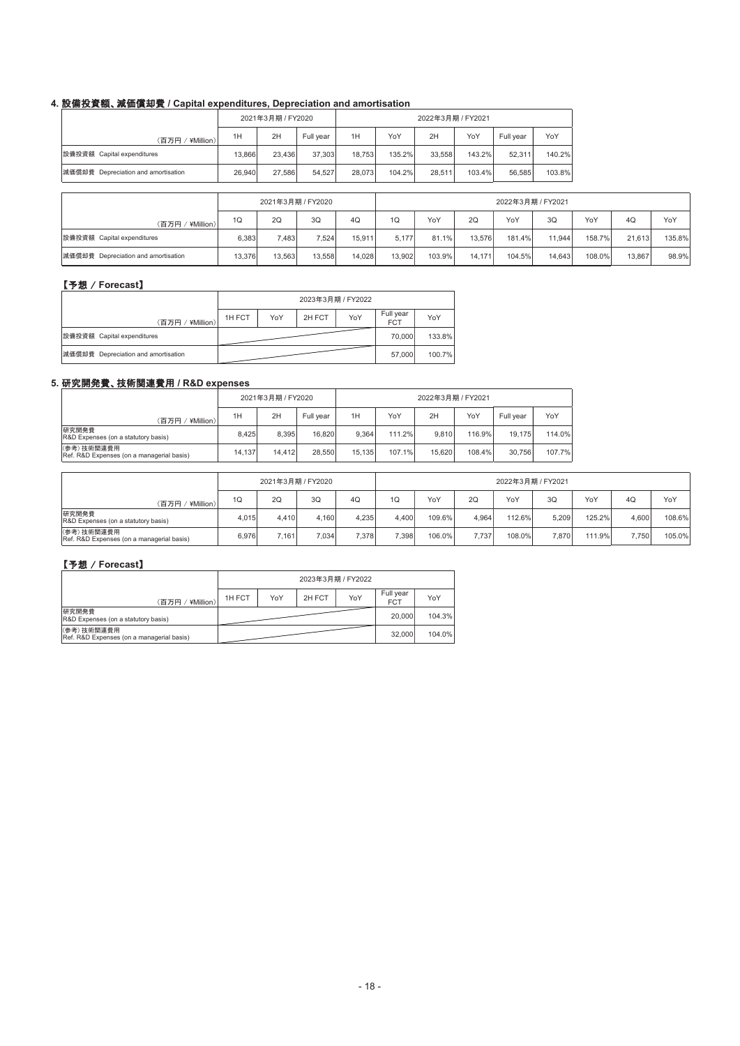## 4. 設備投資額、減価償却費 / Capital expenditures, Depreciation and amortisation

| （百万円 / ¥Million） | 2021年3月期 / FY2020 | | | 2022年3月期 / FY2021 | | | | | |
|---|---|---|---|---|---|---|---|---|---|
| | 1H | 2H | Full year | 1H | YoY | 2H | YoY | Full year | YoY |
| 設備投資額 Capital expenditures | 13,866 | 23,436 | 37,303 | 18,753 | 135.2% | 33,558 | 143.2% | 52,311 | 140.2% |
| 減価償却費 Depreciation and amortisation | 26,940 | 27,586 | 54,527 | 28,073 | 104.2% | 28,511 | 103.4% | 56,585 | 103.8% |

| （百万円 / ¥Million） | 2021年3月期 / FY2020 | | | | 2022年3月期 / FY2021 | | | | | | | |
|---|---|---|---|---|---|---|---|---|---|---|---|---|
| | 1Q | 2Q | 3Q | 4Q | 1Q | YoY | 2Q | YoY | 3Q | YoY | 4Q | YoY |
| 設備投資額 Capital expenditures | 6,383 | 7,483 | 7,524 | 15,911 | 5,177 | 81.1% | 13,576 | 181.4% | 11,944 | 158.7% | 21,613 | 135.8% |
| 減価償却費 Depreciation and amortisation | 13,376 | 13,563 | 13,558 | 14,028 | 13,902 | 103.9% | 14,171 | 104.5% | 14,643 | 108.0% | 13,867 | 98.9% |

### 【予想 / Forecast】

| （百万円 / ¥Million） | 2023年3月期 / FY2022 | | | | | |
|---|---|---|---|---|---|---|
| | 1H FCT | YoY | 2H FCT | YoY | Full year FCT | YoY |
| 設備投資額 Capital expenditures | | | | | 70,000 | 133.8% |
| 減価償却費 Depreciation and amortisation | | | | | 57,000 | 100.7% |

## 5. 研究開発費、技術関連費用 / R&D expenses

| （百万円 / ¥Million） | 2021年3月期 / FY2020 | | | 2022年3月期 / FY2021 | | | | | |
|---|---|---|---|---|---|---|---|---|---|
| | 1H | 2H | Full year | 1H | YoY | 2H | YoY | Full year | YoY |
| 研究開発費 R&D Expenses (on a statutory basis) | 8,425 | 8,395 | 16,820 | 9,364 | 111.2% | 9,810 | 116.9% | 19,175 | 114.0% |
| (参考) 技術関連費用 Ref. R&D Expenses (on a managerial basis) | 14,137 | 14,412 | 28,550 | 15,135 | 107.1% | 15,620 | 108.4% | 30,756 | 107.7% |

| （百万円 / ¥Million） | 2021年3月期 / FY2020 | | | | 2022年3月期 / FY2021 | | | | | | | |
|---|---|---|---|---|---|---|---|---|---|---|---|---|
| | 1Q | 2Q | 3Q | 4Q | 1Q | YoY | 2Q | YoY | 3Q | YoY | 4Q | YoY |
| 研究開発費 R&D Expenses (on a statutory basis) | 4,015 | 4,410 | 4,160 | 4,235 | 4,400 | 109.6% | 4,964 | 112.6% | 5,209 | 125.2% | 4,600 | 108.6% |
| (参考) 技術関連費用 Ref. R&D Expenses (on a managerial basis) | 6,976 | 7,161 | 7,034 | 7,378 | 7,398 | 106.0% | 7,737 | 108.0% | 7,870 | 111.9% | 7,750 | 105.0% |

### 【予想 / Forecast】

| （百万円 / ¥Million） | 2023年3月期 / FY2022 | | | | | |
|---|---|---|---|---|---|---|
| | 1H FCT | YoY | 2H FCT | YoY | Full year FCT | YoY |
| 研究開発費 R&D Expenses (on a statutory basis) | | | | | 20,000 | 104.3% |
| (参考) 技術関連費用 Ref. R&D Expenses (on a managerial basis) | | | | | 32,000 | 104.0% |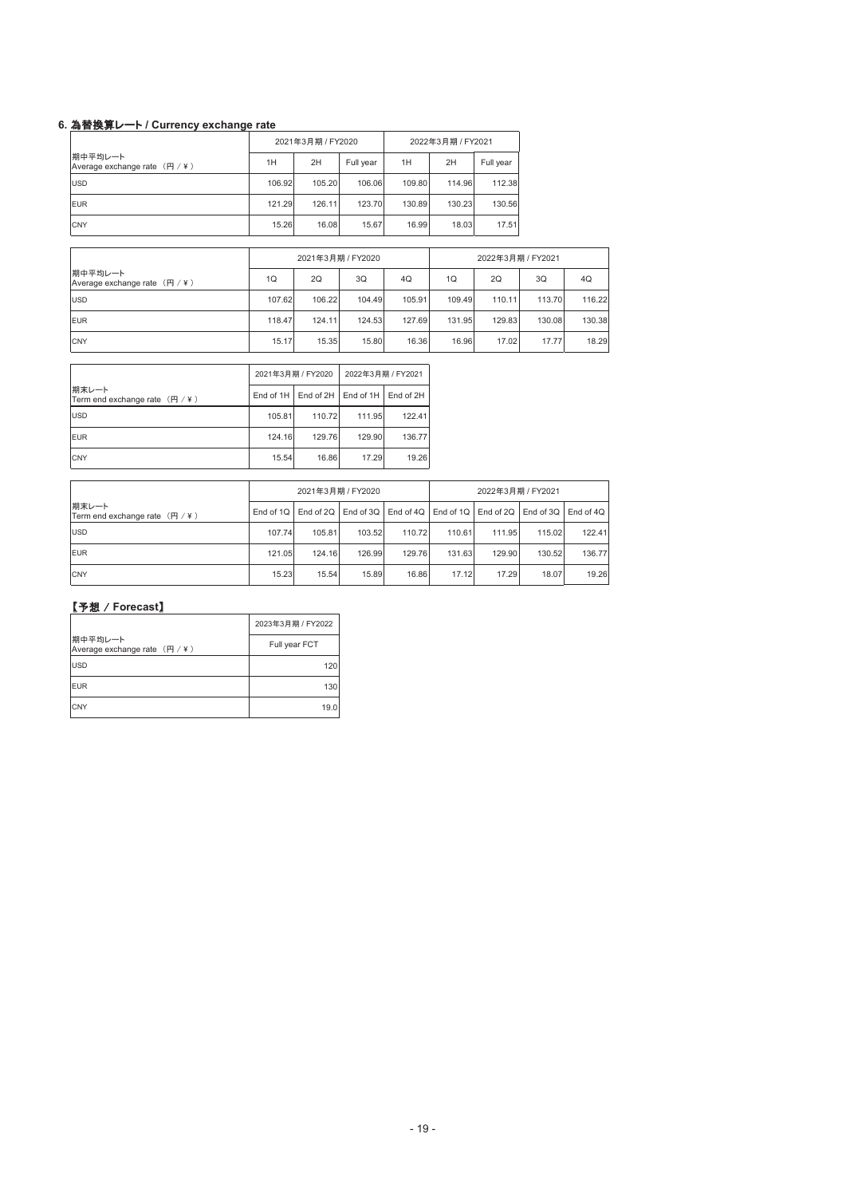## 6. 為替換算レート / Currency exchange rate

| | 2021年3月期 / FY2020 | | | 2022年3月期 / FY2021 | | |
|---|---|---|---|---|---|---|
| 期中平均レート<br>Average exchange rate （円／¥） | 1H | 2H | Full year | 1H | 2H | Full year |
| USD | 106.92 | 105.20 | 106.06 | 109.80 | 114.96 | 112.38 |
| EUR | 121.29 | 126.11 | 123.70 | 130.89 | 130.23 | 130.56 |
| CNY | 15.26 | 16.08 | 15.67 | 16.99 | 18.03 | 17.51 |

| | 2021年3月期 / FY2020 | | | | 2022年3月期 / FY2021 | | | |
|---|---|---|---|---|---|---|---|---|
| 期中平均レート<br>Average exchange rate （円／¥） | 1Q | 2Q | 3Q | 4Q | 1Q | 2Q | 3Q | 4Q |
| USD | 107.62 | 106.22 | 104.49 | 105.91 | 109.49 | 110.11 | 113.70 | 116.22 |
| EUR | 118.47 | 124.11 | 124.53 | 127.69 | 131.95 | 129.83 | 130.08 | 130.38 |
| CNY | 15.17 | 15.35 | 15.80 | 16.36 | 16.96 | 17.02 | 17.77 | 18.29 |

| | 2021年3月期 / FY2020 | | 2022年3月期 / FY2021 | |
|---|---|---|---|---|
| 期末レート<br>Term end exchange rate （円／¥） | End of 1H | End of 2H | End of 1H | End of 2H |
| USD | 105.81 | 110.72 | 111.95 | 122.41 |
| EUR | 124.16 | 129.76 | 129.90 | 136.77 |
| CNY | 15.54 | 16.86 | 17.29 | 19.26 |

| | 2021年3月期 / FY2020 | | | | 2022年3月期 / FY2021 | | | |
|---|---|---|---|---|---|---|---|---|
| 期末レート<br>Term end exchange rate （円／¥） | End of 1Q | End of 2Q | End of 3Q | End of 4Q | End of 1Q | End of 2Q | End of 3Q | End of 4Q |
| USD | 107.74 | 105.81 | 103.52 | 110.72 | 110.61 | 111.95 | 115.02 | 122.41 |
| EUR | 121.05 | 124.16 | 126.99 | 129.76 | 131.63 | 129.90 | 130.52 | 136.77 |
| CNY | 15.23 | 15.54 | 15.89 | 16.86 | 17.12 | 17.29 | 18.07 | 19.26 |

### 【予想 ／ Forecast】

| | 2023年3月期 / FY2022 |
|---|---|
| 期中平均レート<br>Average exchange rate （円／¥） | Full year FCT |
| USD | 120 |
| EUR | 130 |
| CNY | 19.0 |